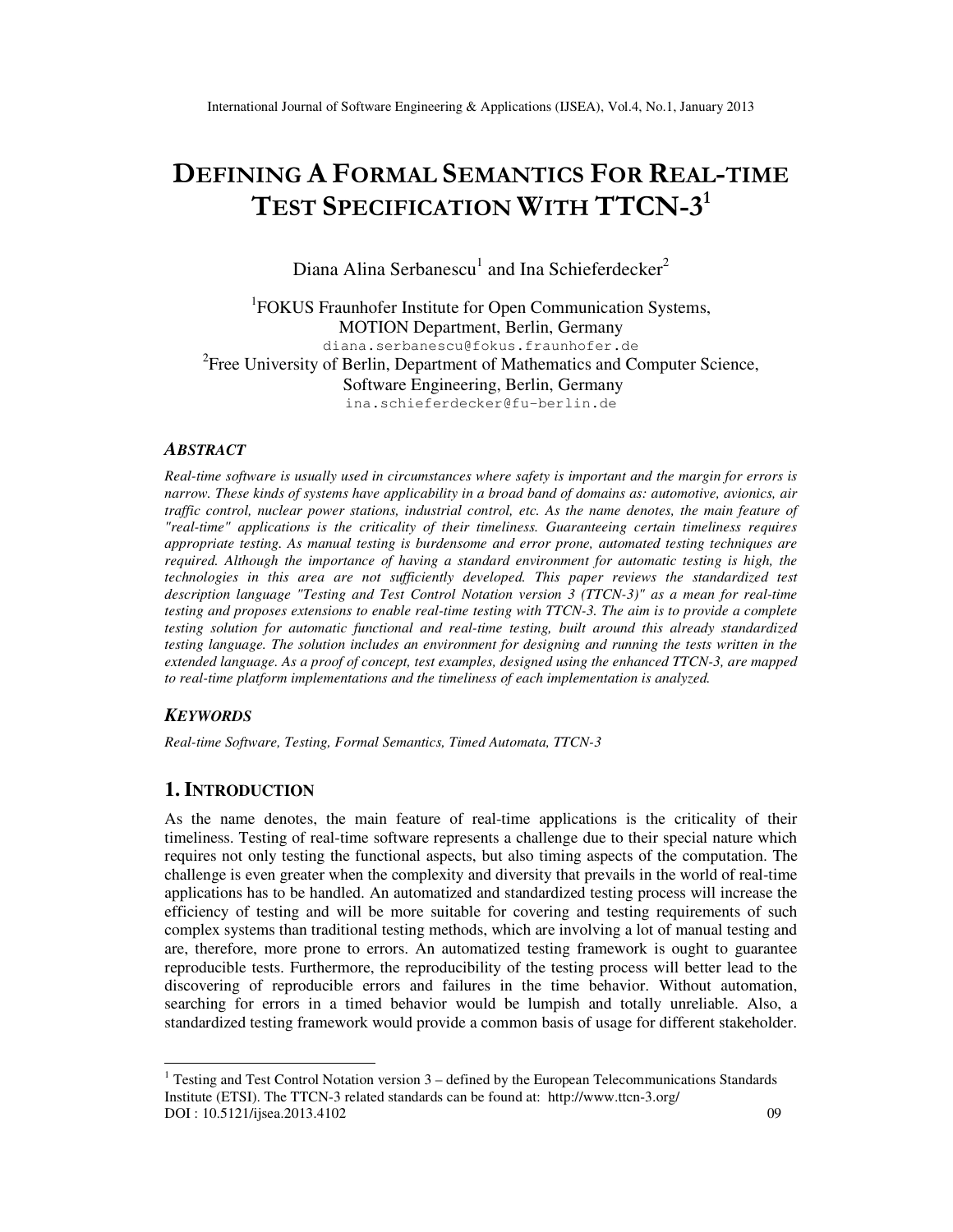# DEFINING A FORMAL SEMANTICS FOR REAL-TIME TEST SPECIFICATION WITH TTCN-3[1]

Diana Alina Serbanescu[1] and Ina Schieferdecker[2]

[1]FOKUS Fraunhofer Institute for Open Communication Systems, MOTION Department, Berlin, Germany
diana.serbanescu@fokus.fraunhofer.de

[2]Free University of Berlin, Department of Mathematics and Computer Science, Software Engineering, Berlin, Germany
ina.schieferdecker@fu-berlin.de

### *ABSTRACT*

*Real-time software is usually used in circumstances where safety is important and the margin for errors is narrow. These kinds of systems have applicability in a broad band of domains as: automotive, avionics, air traffic control, nuclear power stations, industrial control, etc. As the name denotes, the main feature of "real-time" applications is the criticality of their timeliness. Guaranteeing certain timeliness requires appropriate testing. As manual testing is burdensome and error prone, automated testing techniques are required. Although the importance of having a standard environment for automatic testing is high, the technologies in this area are not sufficiently developed. This paper reviews the standardized test description language "Testing and Test Control Notation version 3 (TTCN-3)" as a mean for real-time testing and proposes extensions to enable real-time testing with TTCN-3. The aim is to provide a complete testing solution for automatic functional and real-time testing, built around this already standardized testing language. The solution includes an environment for designing and running the tests written in the extended language. As a proof of concept, test examples, designed using the enhanced TTCN-3, are mapped to real-time platform implementations and the timeliness of each implementation is analyzed.*

### *KEYWORDS*

*Real-time Software, Testing, Formal Semantics, Timed Automata, TTCN-3*

## 1. INTRODUCTION

As the name denotes, the main feature of real-time applications is the criticality of their timeliness. Testing of real-time software represents a challenge due to their special nature which requires not only testing the functional aspects, but also timing aspects of the computation. The challenge is even greater when the complexity and diversity that prevails in the world of real-time applications has to be handled. An automatized and standardized testing process will increase the efficiency of testing and will be more suitable for covering and testing requirements of such complex systems than traditional testing methods, which are involving a lot of manual testing and are, therefore, more prone to errors. An automatized testing framework is ought to guarantee reproducible tests. Furthermore, the reproducibility of the testing process will better lead to the discovering of reproducible errors and failures in the time behavior. Without automation, searching for errors in a timed behavior would be lumpish and totally unreliable. Also, a standardized testing framework would provide a common basis of usage for different stakeholder.

---

[1] Testing and Test Control Notation version 3 – defined by the European Telecommunications Standards Institute (ETSI). The TTCN-3 related standards can be found at: http://www.ttcn-3.org/

DOI : 10.5121/ijsea.2013.4102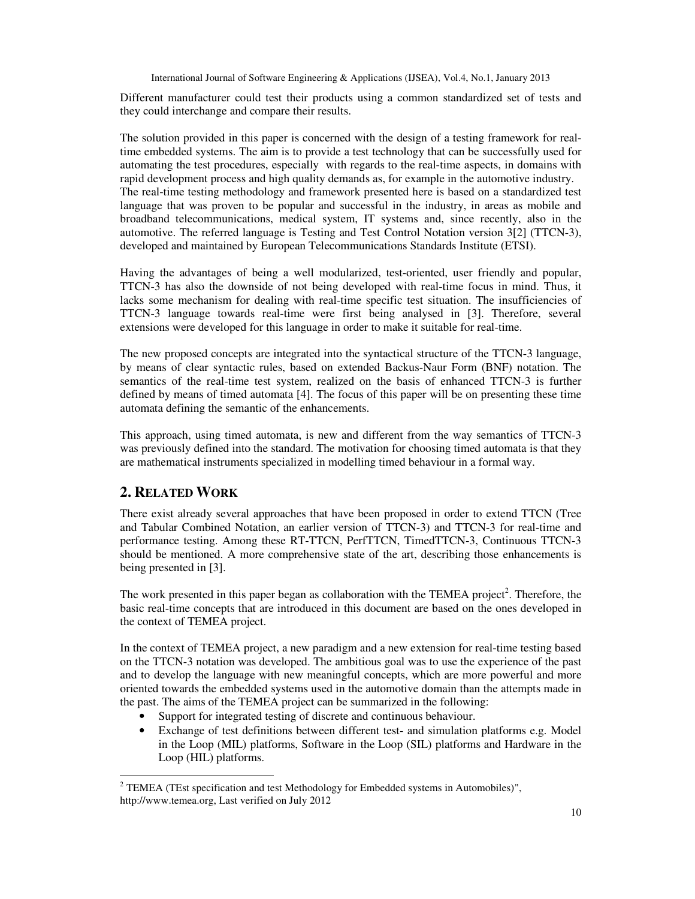Different manufacturer could test their products using a common standardized set of tests and they could interchange and compare their results.

The solution provided in this paper is concerned with the design of a testing framework for real-time embedded systems. The aim is to provide a test technology that can be successfully used for automating the test procedures, especially with regards to the real-time aspects, in domains with rapid development process and high quality demands as, for example in the automotive industry. The real-time testing methodology and framework presented here is based on a standardized test language that was proven to be popular and successful in the industry, in areas as mobile and broadband telecommunications, medical system, IT systems and, since recently, also in the automotive. The referred language is Testing and Test Control Notation version 3[2] (TTCN-3), developed and maintained by European Telecommunications Standards Institute (ETSI).

Having the advantages of being a well modularized, test-oriented, user friendly and popular, TTCN-3 has also the downside of not being developed with real-time focus in mind. Thus, it lacks some mechanism for dealing with real-time specific test situation. The insufficiencies of TTCN-3 language towards real-time were first being analysed in [3]. Therefore, several extensions were developed for this language in order to make it suitable for real-time.

The new proposed concepts are integrated into the syntactical structure of the TTCN-3 language, by means of clear syntactic rules, based on extended Backus-Naur Form (BNF) notation. The semantics of the real-time test system, realized on the basis of enhanced TTCN-3 is further defined by means of timed automata [4]. The focus of this paper will be on presenting these time automata defining the semantic of the enhancements.

This approach, using timed automata, is new and different from the way semantics of TTCN-3 was previously defined into the standard. The motivation for choosing timed automata is that they are mathematical instruments specialized in modelling timed behaviour in a formal way.

## 2. Related Work

There exist already several approaches that have been proposed in order to extend TTCN (Tree and Tabular Combined Notation, an earlier version of TTCN-3) and TTCN-3 for real-time and performance testing. Among these RT-TTCN, PerfTTCN, TimedTTCN-3, Continuous TTCN-3 should be mentioned. A more comprehensive state of the art, describing those enhancements is being presented in [3].

The work presented in this paper began as collaboration with the TEMEA project[2]. Therefore, the basic real-time concepts that are introduced in this document are based on the ones developed in the context of TEMEA project.

In the context of TEMEA project, a new paradigm and a new extension for real-time testing based on the TTCN-3 notation was developed. The ambitious goal was to use the experience of the past and to develop the language with new meaningful concepts, which are more powerful and more oriented towards the embedded systems used in the automotive domain than the attempts made in the past. The aims of the TEMEA project can be summarized in the following:

- Support for integrated testing of discrete and continuous behaviour.
- Exchange of test definitions between different test- and simulation platforms e.g. Model in the Loop (MIL) platforms, Software in the Loop (SIL) platforms and Hardware in the Loop (HIL) platforms.

[2] TEMEA (TEst specification and test Methodology for Embedded systems in Automobiles)", http://www.temea.org, Last verified on July 2012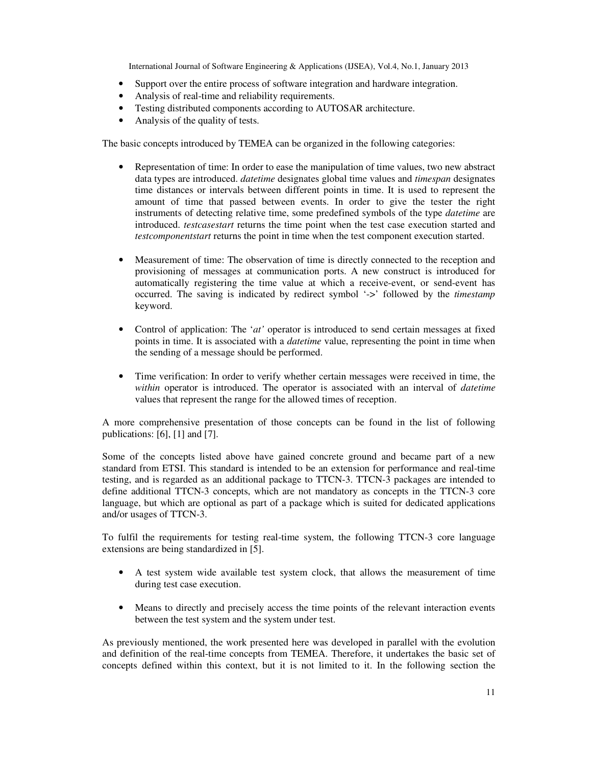- Support over the entire process of software integration and hardware integration.
- Analysis of real-time and reliability requirements.
- Testing distributed components according to AUTOSAR architecture.
- Analysis of the quality of tests.

The basic concepts introduced by TEMEA can be organized in the following categories:

- Representation of time: In order to ease the manipulation of time values, two new abstract data types are introduced. *datetime* designates global time values and *timespan* designates time distances or intervals between different points in time. It is used to represent the amount of time that passed between events. In order to give the tester the right instruments of detecting relative time, some predefined symbols of the type *datetime* are introduced. *testcasestart* returns the time point when the test case execution started and *testcomponentstart* returns the point in time when the test component execution started.

- Measurement of time: The observation of time is directly connected to the reception and provisioning of messages at communication ports. A new construct is introduced for automatically registering the time value at which a receive-event, or send-event has occurred. The saving is indicated by redirect symbol '->' followed by the *timestamp* keyword.

- Control of application: The '*at'* operator is introduced to send certain messages at fixed points in time. It is associated with a *datetime* value, representing the point in time when the sending of a message should be performed.

- Time verification: In order to verify whether certain messages were received in time, the *within* operator is introduced. The operator is associated with an interval of *datetime* values that represent the range for the allowed times of reception.

A more comprehensive presentation of those concepts can be found in the list of following publications: [6], [1] and [7].

Some of the concepts listed above have gained concrete ground and became part of a new standard from ETSI. This standard is intended to be an extension for performance and real-time testing, and is regarded as an additional package to TTCN-3. TTCN-3 packages are intended to define additional TTCN-3 concepts, which are not mandatory as concepts in the TTCN-3 core language, but which are optional as part of a package which is suited for dedicated applications and/or usages of TTCN-3.

To fulfil the requirements for testing real-time system, the following TTCN-3 core language extensions are being standardized in [5].

- A test system wide available test system clock, that allows the measurement of time during test case execution.

- Means to directly and precisely access the time points of the relevant interaction events between the test system and the system under test.

As previously mentioned, the work presented here was developed in parallel with the evolution and definition of the real-time concepts from TEMEA. Therefore, it undertakes the basic set of concepts defined within this context, but it is not limited to it. In the following section the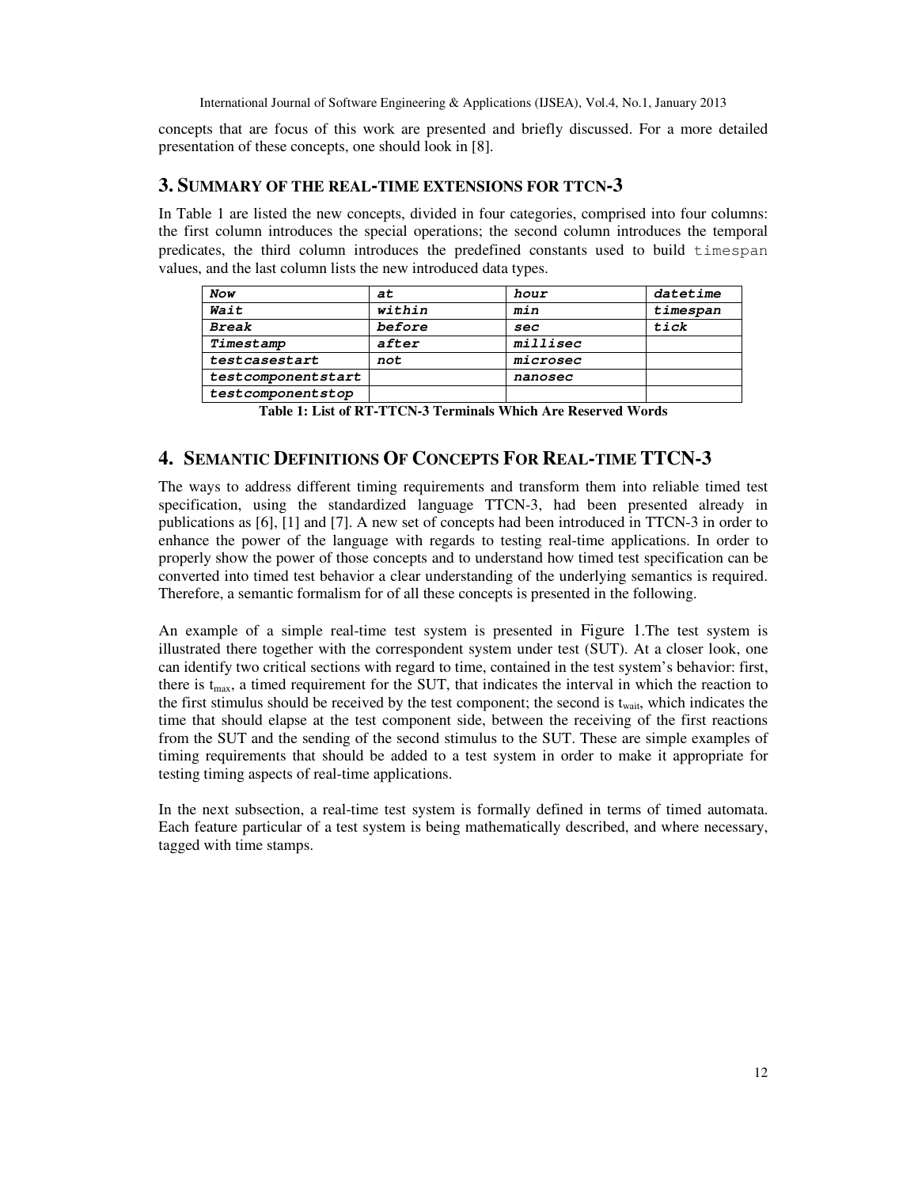concepts that are focus of this work are presented and briefly discussed. For a more detailed presentation of these concepts, one should look in [8].

## 3. SUMMARY OF THE REAL-TIME EXTENSIONS FOR TTCN-3

In Table 1 are listed the new concepts, divided in four categories, comprised into four columns: the first column introduces the special operations; the second column introduces the temporal predicates, the third column introduces the predefined constants used to build `timespan` values, and the last column lists the new introduced data types.

| ***Now*** | ***at*** | ***hour*** | ***datetime*** |
|---|---|---|---|
| ***Wait*** | ***within*** | ***min*** | ***timespan*** |
| ***Break*** | ***before*** | ***sec*** | ***tick*** |
| ***Timestamp*** | ***after*** | ***millisec*** | |
| ***testcasestart*** | ***not*** | ***microsec*** | |
| ***testcomponentstart*** | | ***nanosec*** | |
| ***testcomponentstop*** | | | |

**Table 1: List of RT-TTCN-3 Terminals Which Are Reserved Words**

## 4. SEMANTIC DEFINITIONS OF CONCEPTS FOR REAL-TIME TTCN-3

The ways to address different timing requirements and transform them into reliable timed test specification, using the standardized language TTCN-3, had been presented already in publications as [6], [1] and [7]. A new set of concepts had been introduced in TTCN-3 in order to enhance the power of the language with regards to testing real-time applications. In order to properly show the power of those concepts and to understand how timed test specification can be converted into timed test behavior a clear understanding of the underlying semantics is required. Therefore, a semantic formalism for of all these concepts is presented in the following.

An example of a simple real-time test system is presented in Figure 1.The test system is illustrated there together with the correspondent system under test (SUT). At a closer look, one can identify two critical sections with regard to time, contained in the test system's behavior: first, there is $t_{max}$, a timed requirement for the SUT, that indicates the interval in which the reaction to the first stimulus should be received by the test component; the second is $t_{wait}$, which indicates the time that should elapse at the test component side, between the receiving of the first reactions from the SUT and the sending of the second stimulus to the SUT. These are simple examples of timing requirements that should be added to a test system in order to make it appropriate for testing timing aspects of real-time applications.

In the next subsection, a real-time test system is formally defined in terms of timed automata. Each feature particular of a test system is being mathematically described, and where necessary, tagged with time stamps.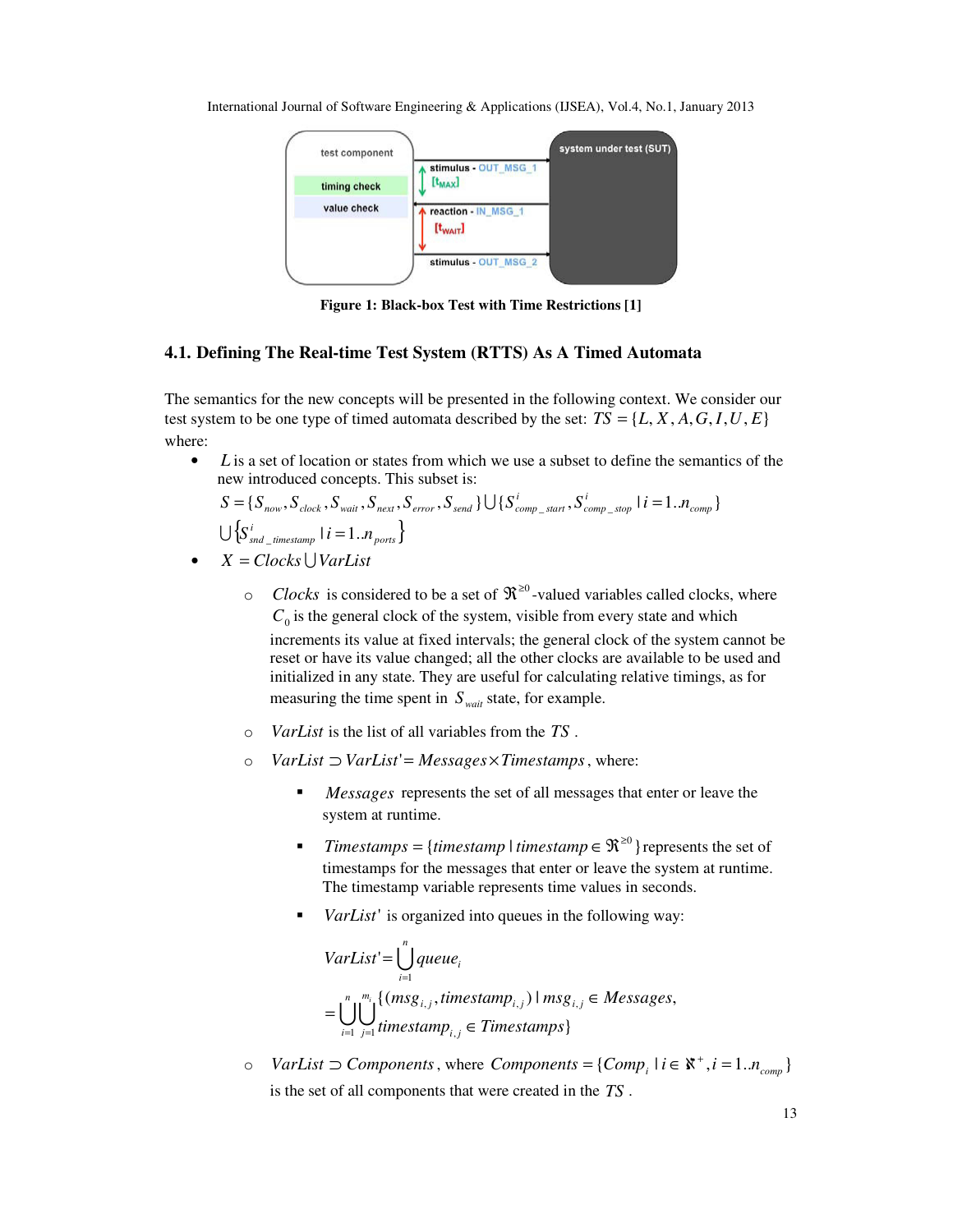Figure 1: Black-box Test with Time Restrictions [1]

### 4.1. Defining The Real-time Test System (RTTS) As A Timed Automata

The semantics for the new concepts will be presented in the following context. We consider our test system to be one type of timed automata described by the set: $TS = \{L, X, A, G, I, U, E\}$ where:

- $L$ is a set of location or states from which we use a subset to define the semantics of the new introduced concepts. This subset is:

  $S = \{S_{now}, S_{clock}, S_{wait}, S_{next}, S_{error}, S_{send}\} \cup \{S^{i}_{comp\_start}, S^{i}_{comp\_stop} \mid i = 1..n_{comp}\}$
  $\cup \{S^{i}_{snd\_timestamp} \mid i = 1..n_{ports}\}$

- $X = Clocks \cup VarList$

  - $Clocks$ is considered to be a set of $\Re^{\geq 0}$-valued variables called clocks, where $C_0$ is the general clock of the system, visible from every state and which increments its value at fixed intervals; the general clock of the system cannot be reset or have its value changed; all the other clocks are available to be used and initialized in any state. They are useful for calculating relative timings, as for measuring the time spent in $S_{wait}$ state, for example.

  - $VarList$ is the list of all variables from the $TS$.

  - $VarList \supset VarList' = Messages \times Timestamps$, where:

    - $Messages$ represents the set of all messages that enter or leave the system at runtime.

    - $Timestamps = \{timestamp \mid timestamp \in \Re^{\geq 0}\}$ represents the set of timestamps for the messages that enter or leave the system at runtime. The timestamp variable represents time values in seconds.

    - $VarList'$ is organized into queues in the following way:

      $$VarList' = \bigcup_{i=1}^{n} queue_i$$
      $$= \bigcup_{i=1}^{n} \bigcup_{j=1}^{m_i} \{(msg_{i,j}, timestamp_{i,j}) \mid msg_{i,j} \in Messages, timestamp_{i,j} \in Timestamps\}$$

  - $VarList \supset Components$, where $Components = \{Comp_i \mid i \in \aleph^{+}, i = 1..n_{comp}\}$ is the set of all components that were created in the $TS$.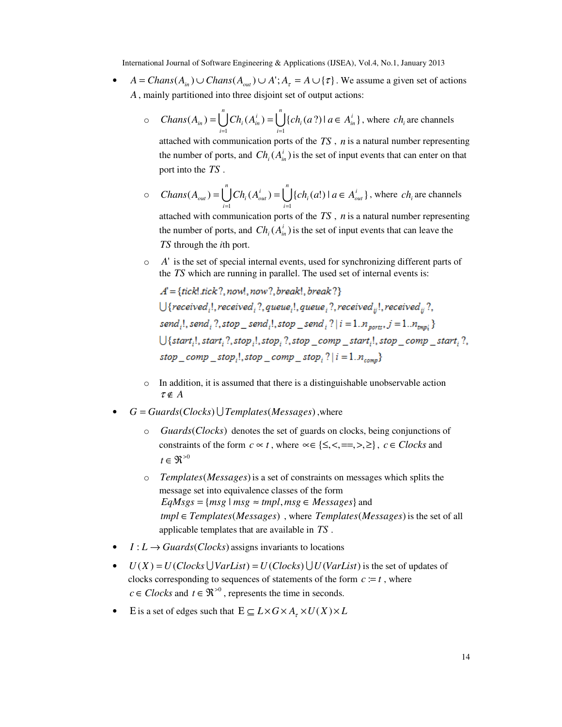- $A = Chans(A_{in}) \cup Chans(A_{out}) \cup A'; A_{\tau} = A \cup \{\tau\}$. We assume a given set of actions $A$, mainly partitioned into three disjoint set of output actions:
  - $Chans(A_{in}) = \bigcup_{i=1}^{n} Ch_i(A_{in}^i) = \bigcup_{i=1}^{n} \{ch_i(a?) \mid a \in A_{in}^i\}$, where $ch_i$ are channels attached with communication ports of the $TS$, $n$ is a natural number representing the number of ports, and $Ch_i(A_{in}^i)$ is the set of input events that can enter on that port into the $TS$.
  - $Chans(A_{out}) = \bigcup_{i=1}^{n} Ch_i(A_{out}^i) = \bigcup_{i=1}^{n} \{ch_i(a!) \mid a \in A_{out}^i\}$, where $ch_i$ are channels attached with communication ports of the $TS$, $n$ is a natural number representing the number of ports, and $Ch_i(A_{in}^i)$ is the set of input events that can leave the $TS$ through the *i*th port.
  - $A'$ is the set of special internal events, used for synchronizing different parts of the $TS$ which are running in parallel. The used set of internal events is:

    $$\begin{aligned} A' = &\{tick!, tick?, now!, now?, break!, break?\} \\ &\bigcup \{received_i!, received_i?, queue_i!, queue_i?, received_{ij}!, received_{ij}?, \\ &send_i!, send_i?, stop\_send_i!, stop\_send_i? \mid i = 1..n_{ports}, j = 1..n_{tmpl_i}\} \\ &\bigcup \{start_i!, start_i?, stop_i!, stop_i?, stop\_comp\_start_i!, stop\_comp\_start_i?, \\ &stop\_comp\_stop_i!, stop\_comp\_stop_i? \mid i = 1..n_{comp}\} \end{aligned}$$

  - In addition, it is assumed that there is a distinguishable unobservable action $\tau \notin A$
- $G = Guards(Clocks) \bigcup Templates(Messages)$ ,where
  - $Guards(Clocks)$ denotes the set of guards on clocks, being conjunctions of constraints of the form $c \propto t$, where $\propto \in \{\leq, <, ==, >, \geq\}$, $c \in Clocks$ and $t \in \Re^{>0}$
  - $Templates(Messages)$ is a set of constraints on messages which splits the message set into equivalence classes of the form $EqMsgs = \{msg \mid msg \approx tmpl, msg \in Messages\}$ and $tmpl \in Templates(Messages)$ , where $Templates(Messages)$ is the set of all applicable templates that are available in $TS$.
- $I : L \rightarrow Guards(Clocks)$ assigns invariants to locations
- $U(X) = U(Clocks \bigcup VarList) = U(Clocks) \bigcup U(VarList)$ is the set of updates of clocks corresponding to sequences of statements of the form $c := t$, where $c \in Clocks$ and $t \in \Re^{>0}$, represents the time in seconds.
- $\mathrm{E}$ is a set of edges such that $\mathrm{E} \subseteq L \times G \times A_{\tau} \times U(X) \times L$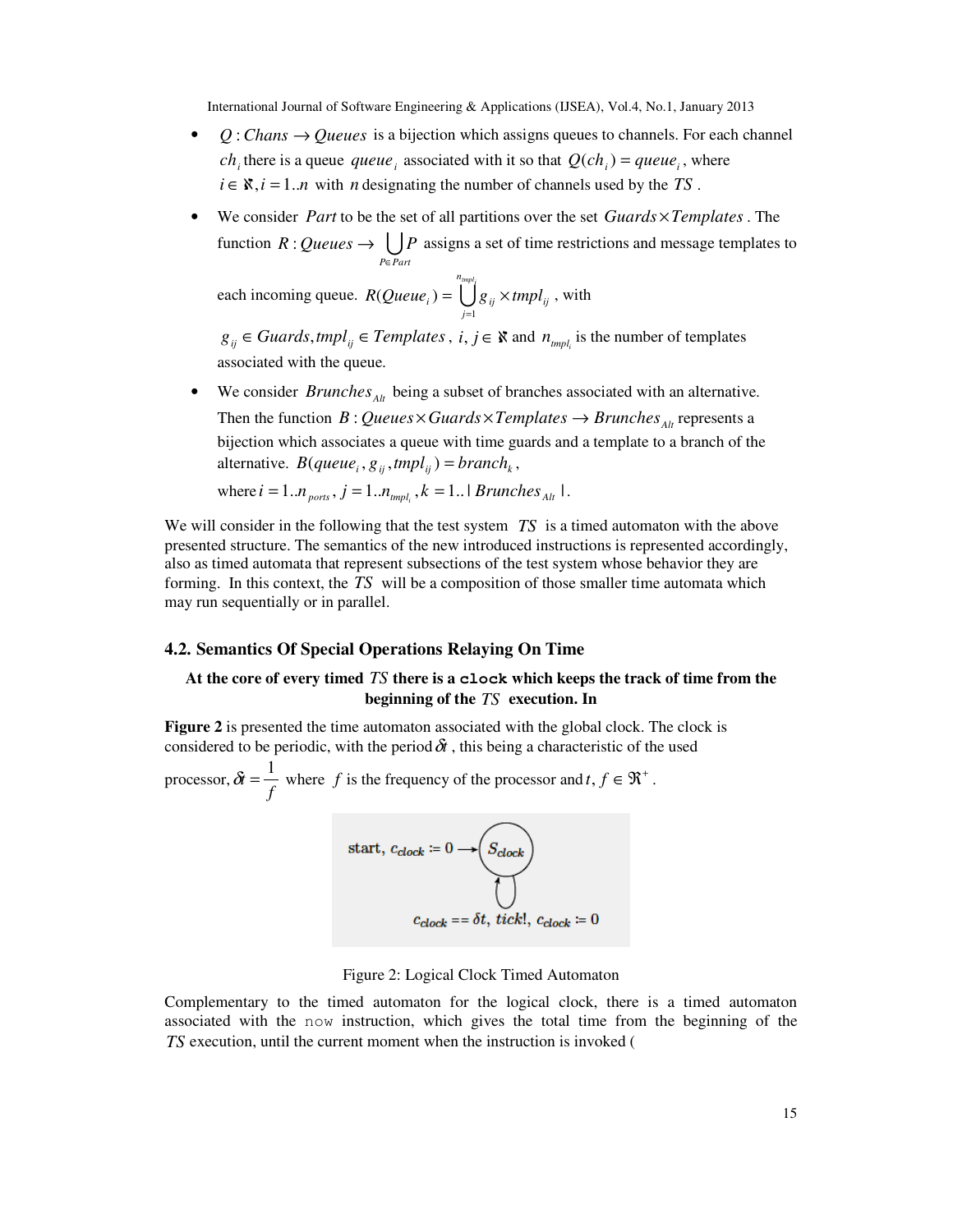- $Q : Chans \rightarrow Queues$ is a bijection which assigns queues to channels. For each channel $ch_i$ there is a queue $queue_i$ associated with it so that $Q(ch_i) = queue_i$, where $i \in \aleph, i = 1..n$ with $n$ designating the number of channels used by the $TS$.
- We consider $Part$ to be the set of all partitions over the set $Guards \times Templates$. The function $R : Queues \rightarrow \bigcup_{P \in Part} P$ assigns a set of time restrictions and message templates to each incoming queue. $R(Queue_i) = \bigcup_{j=1}^{n_{tmpl_i}} g_{ij} \times tmpl_{ij}$, with $g_{ij} \in Guards, tmpl_{ij} \in Templates$, $i, j \in \aleph$ and $n_{tmpl_i}$ is the number of templates associated with the queue.
- We consider $Brunches_{Alt}$ being a subset of branches associated with an alternative. Then the function $B : Queues \times Guards \times Templates \rightarrow Brunches_{Alt}$ represents a bijection which associates a queue with time guards and a template to a branch of the alternative. $B(queue_i, g_{ij}, tmpl_{ij}) = branch_k$, where $i = 1..n_{ports}$, $j = 1..n_{tmpl_i}$, $k = 1..|\, Brunches_{Alt}\,|$.

We will consider in the following that the test system $TS$ is a timed automaton with the above presented structure. The semantics of the new introduced instructions is represented accordingly, also as timed automata that represent subsections of the test system whose behavior they are forming. In this context, the $TS$ will be a composition of those smaller time automata which may run sequentially or in parallel.

### 4.2. Semantics Of Special Operations Relaying On Time

**At the core of every timed $TS$ there is a `clock` which keeps the track of time from the beginning of the $TS$ execution. In**

**Figure 2** is presented the time automaton associated with the global clock. The clock is considered to be periodic, with the period $\delta t$, this being a characteristic of the used processor, $\delta t = \frac{1}{f}$ where $f$ is the frequency of the processor and $t, f \in \Re^+$.

start, $c_{clock} := 0 \rightarrow S_{clock}$

$c_{clock} == \delta t$, $tick!$, $c_{clock} := 0$

Figure 2: Logical Clock Timed Automaton

Complementary to the timed automaton for the logical clock, there is a timed automaton associated with the `now` instruction, which gives the total time from the beginning of the $TS$ execution, until the current moment when the instruction is invoked (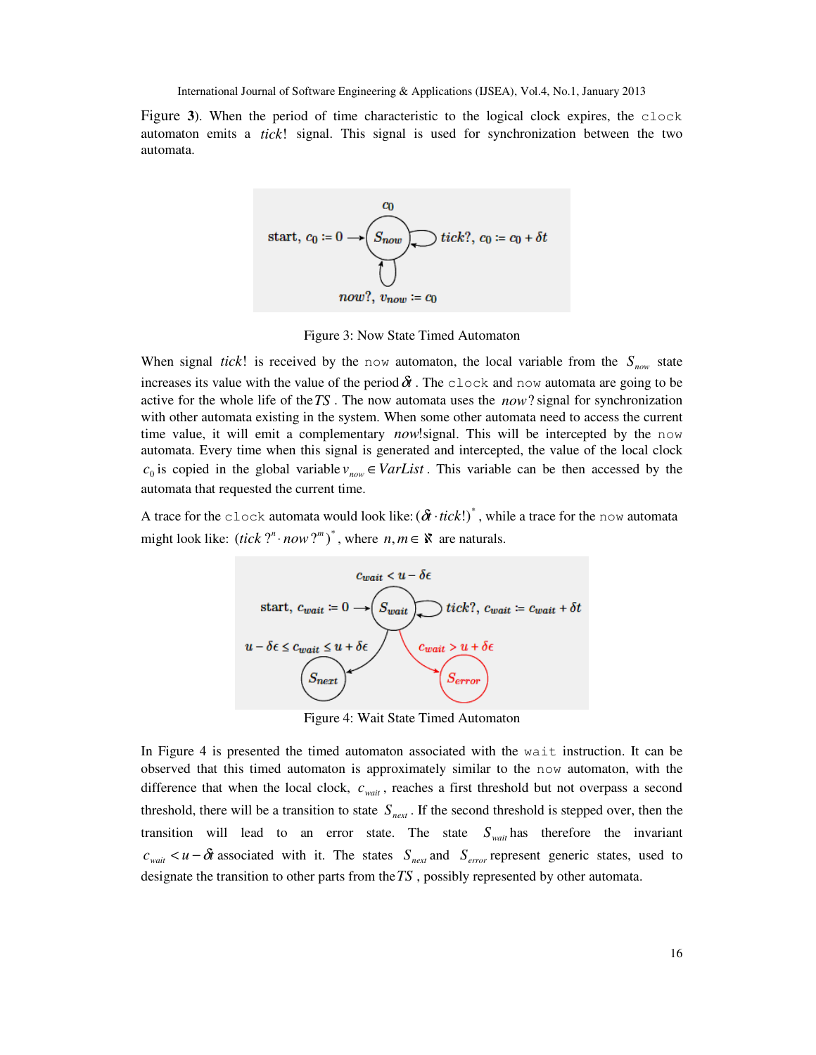Figure 3). When the period of time characteristic to the logical clock expires, the clock automaton emits a $tick!$ signal. This signal is used for synchronization between the two automata.

Figure 3: Now State Timed Automaton

When signal $tick!$ is received by the now automaton, the local variable from the $S_{now}$ state increases its value with the value of the period $\delta t$. The clock and now automata are going to be active for the whole life of the $TS$. The now automata uses the $now?$ signal for synchronization with other automata existing in the system. When some other automata need to access the current time value, it will emit a complementary $now!$signal. This will be intercepted by the now automata. Every time when this signal is generated and intercepted, the value of the local clock $c_0$ is copied in the global variable $v_{now} \in VarList$. This variable can be then accessed by the automata that requested the current time.

A trace for the clock automata would look like: $(\delta t \cdot tick!)^*$, while a trace for the now automata might look like: $(tick?^n \cdot now?^m)^*$, where $n, m \in \aleph$ are naturals.

Figure 4: Wait State Timed Automaton

In Figure 4 is presented the timed automaton associated with the wait instruction. It can be observed that this timed automaton is approximately similar to the now automaton, with the difference that when the local clock, $c_{wait}$, reaches a first threshold but not overpass a second threshold, there will be a transition to state $S_{next}$. If the second threshold is stepped over, then the transition will lead to an error state. The state $S_{wait}$ has therefore the invariant $c_{wait} < u - \delta t$ associated with it. The states $S_{next}$ and $S_{error}$ represent generic states, used to designate the transition to other parts from the $TS$, possibly represented by other automata.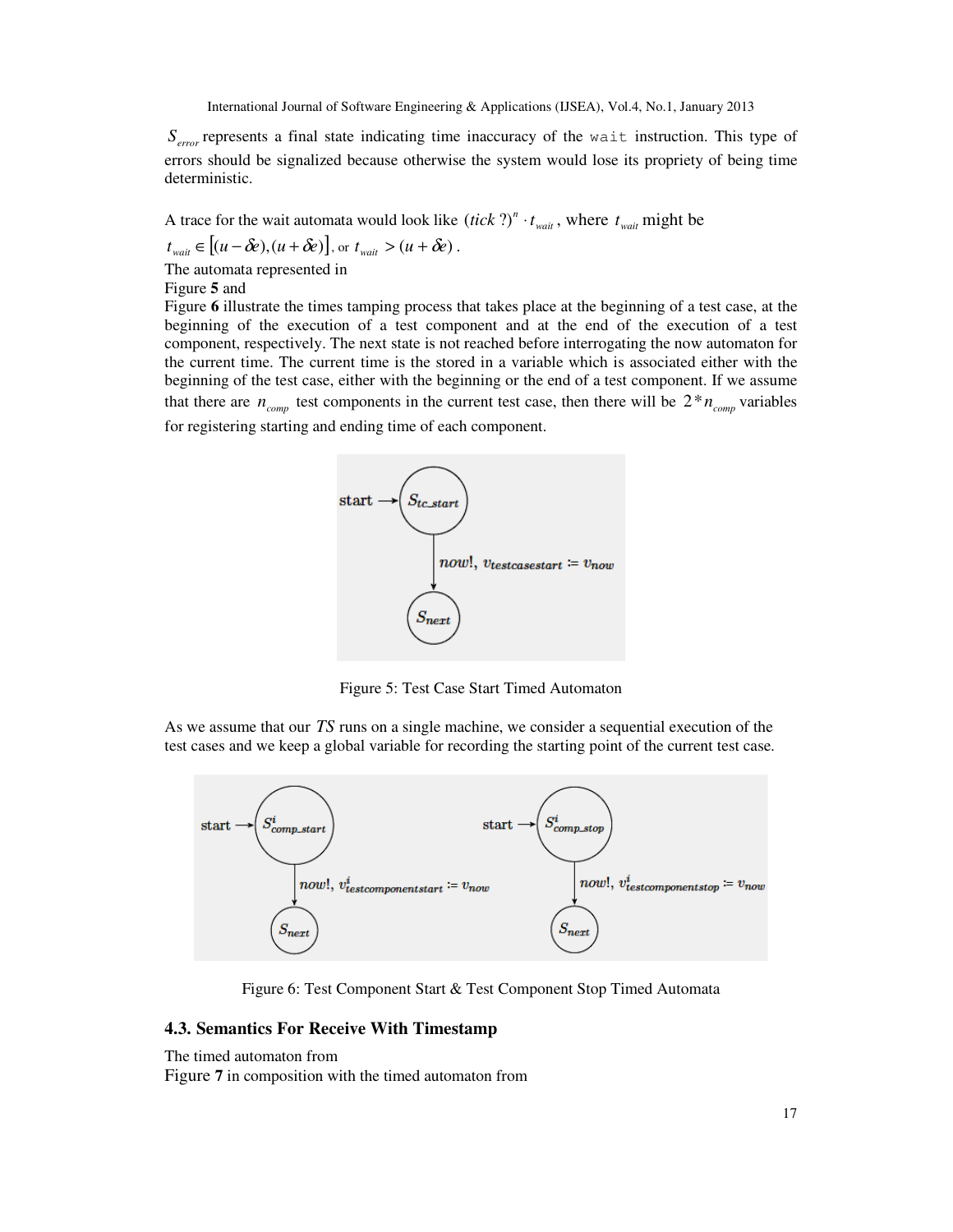$S_{error}$ represents a final state indicating time inaccuracy of the `wait` instruction. This type of errors should be signalized because otherwise the system would lose its propriety of being time deterministic.

A trace for the wait automata would look like $(tick\ ?)^n \cdot t_{wait}$, where $t_{wait}$ might be $t_{wait} \in [(u - \delta e), (u + \delta e)]$, or $t_{wait} > (u + \delta e)$.

The automata represented in Figure **5** and Figure **6** illustrate the times tamping process that takes place at the beginning of a test case, at the beginning of the execution of a test component and at the end of the execution of a test component, respectively. The next state is not reached before interrogating the now automaton for the current time. The current time is the stored in a variable which is associated either with the beginning of the test case, either with the beginning or the end of a test component. If we assume that there are $n_{comp}$ test components in the current test case, then there will be $2 * n_{comp}$ variables for registering starting and ending time of each component.

Figure 5: Test Case Start Timed Automaton

As we assume that our $TS$ runs on a single machine, we consider a sequential execution of the test cases and we keep a global variable for recording the starting point of the current test case.

Figure 6: Test Component Start & Test Component Stop Timed Automata

### 4.3. Semantics For Receive With Timestamp

The timed automaton from Figure **7** in composition with the timed automaton from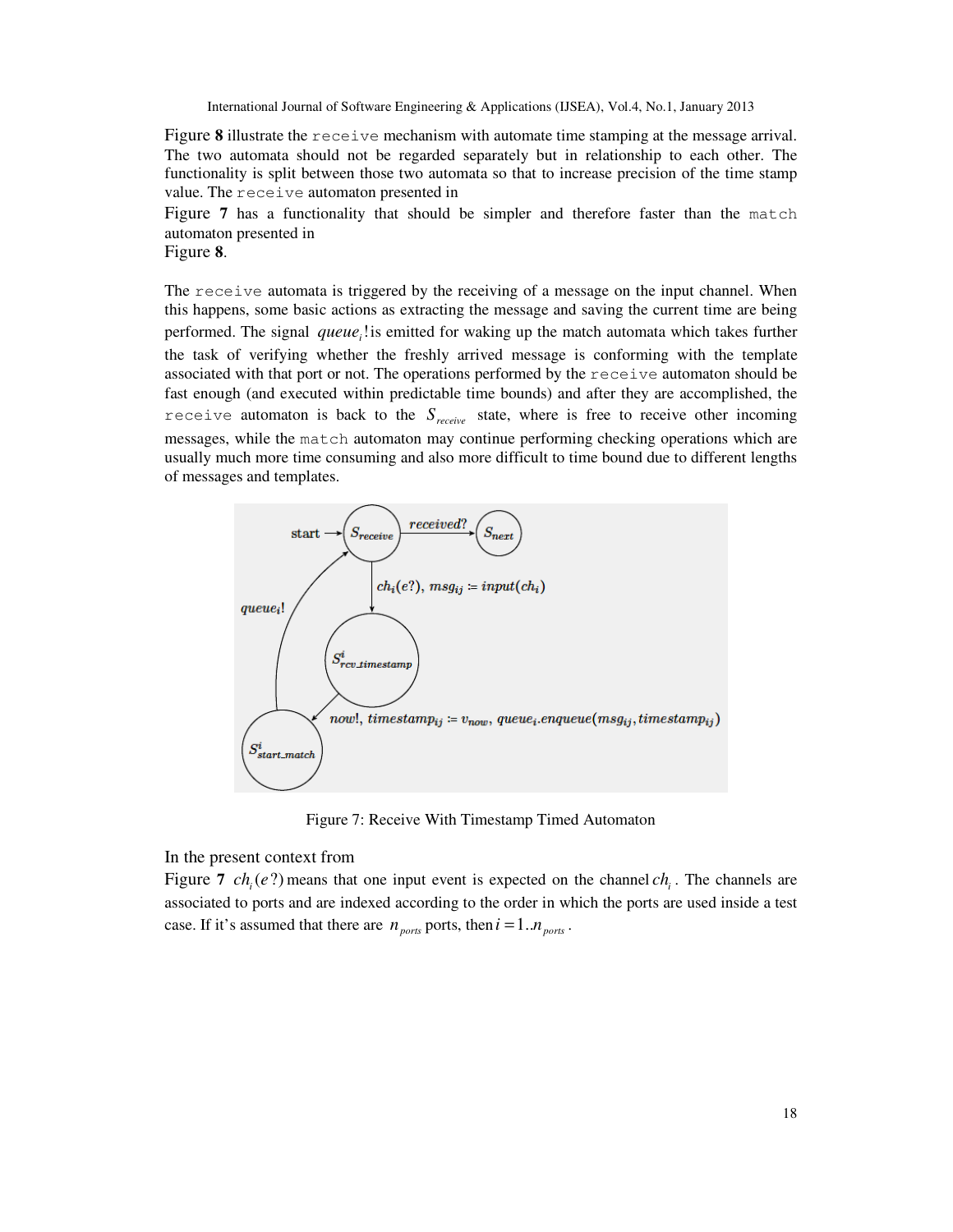Figure **8** illustrate the `receive` mechanism with automate time stamping at the message arrival. The two automata should not be regarded separately but in relationship to each other. The functionality is split between those two automata so that to increase precision of the time stamp value. The `receive` automaton presented in Figure **7** has a functionality that should be simpler and therefore faster than the `match` automaton presented in Figure **8**.

The `receive` automata is triggered by the receiving of a message on the input channel. When this happens, some basic actions as extracting the message and saving the current time are being performed. The signal $queue_i!$ is emitted for waking up the match automata which takes further the task of verifying whether the freshly arrived message is conforming with the template associated with that port or not. The operations performed by the `receive` automaton should be fast enough (and executed within predictable time bounds) and after they are accomplished, the `receive` automaton is back to the $S_{receive}$ state, where is free to receive other incoming messages, while the `match` automaton may continue performing checking operations which are usually much more time consuming and also more difficult to time bound due to different lengths of messages and templates.

Figure 7: Receive With Timestamp Timed Automaton

In the present context from Figure **7** $ch_i(e?)$ means that one input event is expected on the channel $ch_i$. The channels are associated to ports and are indexed according to the order in which the ports are used inside a test case. If it's assumed that there are $n_{ports}$ ports, then $i = 1..n_{ports}$.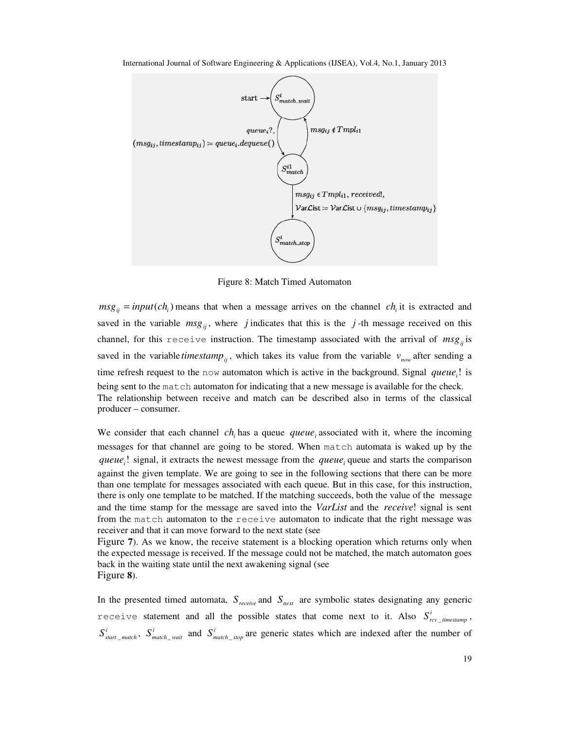Figure 8: Match Timed Automaton

$msg_{ij} = input(ch_i)$ means that when a message arrives on the channel $ch_i$ it is extracted and saved in the variable $msg_{ij}$, where $j$ indicates that this is the $j$-th message received on this channel, for this `receive` instruction. The timestamp associated with the arrival of $msg_{ij}$ is saved in the variable $timestamp_{ij}$, which takes its value from the variable $v_{now}$ after sending a time refresh request to the `now` automaton which is active in the background. Signal $queue_i!$ is being sent to the `match` automaton for indicating that a new message is available for the check. The relationship between receive and match can be described also in terms of the classical producer – consumer.

We consider that each channel $ch_i$ has a queue $queue_i$ associated with it, where the incoming messages for that channel are going to be stored. When `match` automata is waked up by the $queue_i!$ signal, it extracts the newest message from the $queue_i$ queue and starts the comparison against the given template. We are going to see in the following sections that there can be more than one template for messages associated with each queue. But in this case, for this instruction, there is only one template to be matched. If the matching succeeds, both the value of the message and the time stamp for the message are saved into the *VarList* and the *receive*! signal is sent from the `match` automaton to the `receive` automaton to indicate that the right message was receiver and that it can move forward to the next state (see Figure **7**). As we know, the receive statement is a blocking operation which returns only when the expected message is received. If the message could not be matched, the match automaton goes back in the waiting state until the next awakening signal (see Figure **8**).

In the presented timed automata, $S_{receive}$ and $S_{next}$ are symbolic states designating any generic `receive` statement and all the possible states that come next to it. Also $S^i_{rcv\_timestamp}$, $S^i_{start\_match}$, $S^i_{match\_wait}$ and $S^i_{match\_stop}$ are generic states which are indexed after the number of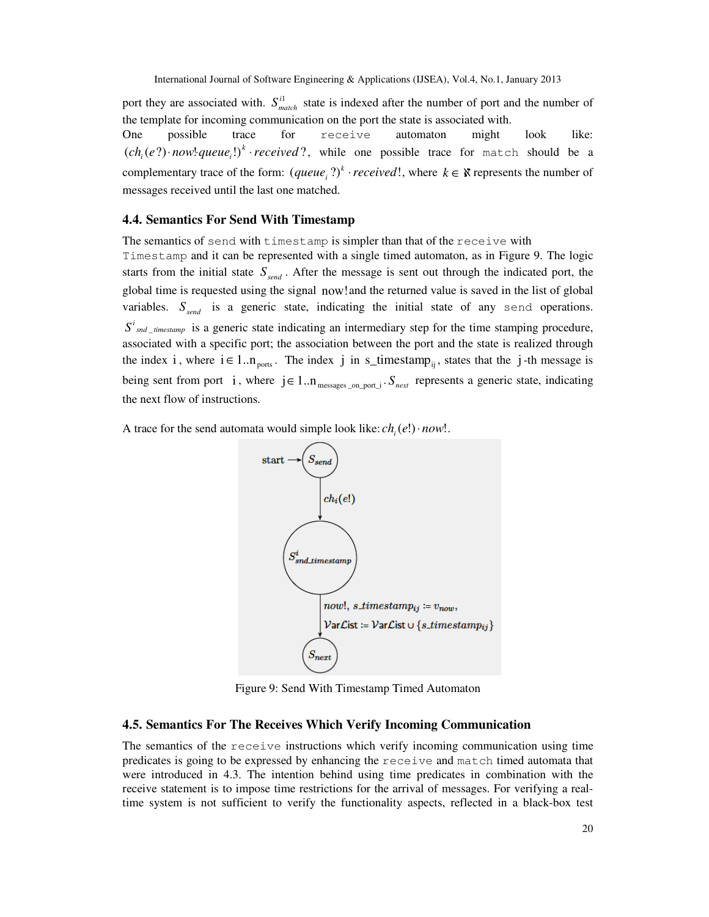port they are associated with. $S^{i1}_{match}$ state is indexed after the number of port and the number of the template for incoming communication on the port the state is associated with.

One possible trace for `receive` automaton might look like: $(ch_i(e?) \cdot now! \cdot queue_i!)^k \cdot received?$, while one possible trace for `match` should be a complementary trace of the form: $(queue_i?)^k \cdot received!$, where $k \in \aleph$ represents the number of messages received until the last one matched.

### 4.4. Semantics For Send With Timestamp

The semantics of `send` with `timestamp` is simpler than that of the `receive` with `Timestamp` and it can be represented with a single timed automaton, as in Figure 9. The logic starts from the initial state $S_{send}$. After the message is sent out through the indicated port, the global time is requested using the signal $now!$ and the returned value is saved in the list of global variables. $S_{send}$ is a generic state, indicating the initial state of any `send` operations. $S^{i}_{snd\_timestamp}$ is a generic state indicating an intermediary step for the time stamping procedure, associated with a specific port; the association between the port and the state is realized through the index $i$, where $i \in 1..n_{ports}$. The index $j$ in $s\_timestamp_{ij}$, states that the $j$-th message is being sent from port $i$, where $j \in 1..n_{messages\_on\_port\_i}$. $S_{next}$ represents a generic state, indicating the next flow of instructions.

A trace for the send automata would simple look like: $ch_i(e!) \cdot now!$.

Figure 9: Send With Timestamp Timed Automaton

### 4.5. Semantics For The Receives Which Verify Incoming Communication

The semantics of the `receive` instructions which verify incoming communication using time predicates is going to be expressed by enhancing the `receive` and `match` timed automata that were introduced in 4.3. The intention behind using time predicates in combination with the receive statement is to impose time restrictions for the arrival of messages. For verifying a real-time system is not sufficient to verify the functionality aspects, reflected in a black-box test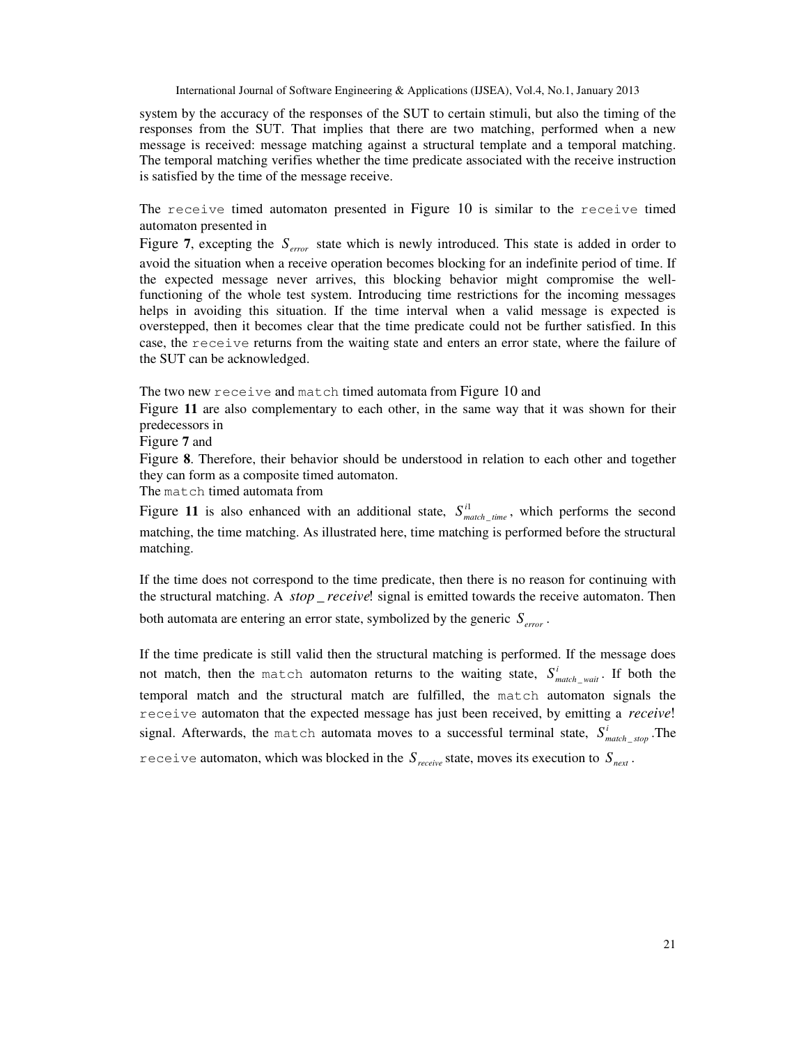system by the accuracy of the responses of the SUT to certain stimuli, but also the timing of the responses from the SUT. That implies that there are two matching, performed when a new message is received: message matching against a structural template and a temporal matching. The temporal matching verifies whether the time predicate associated with the receive instruction is satisfied by the time of the message receive.

The `receive` timed automaton presented in Figure 10 is similar to the `receive` timed automaton presented in Figure **7**, excepting the $S_{error}$ state which is newly introduced. This state is added in order to avoid the situation when a receive operation becomes blocking for an indefinite period of time. If the expected message never arrives, this blocking behavior might compromise the well-functioning of the whole test system. Introducing time restrictions for the incoming messages helps in avoiding this situation. If the time interval when a valid message is expected is overstepped, then it becomes clear that the time predicate could not be further satisfied. In this case, the `receive` returns from the waiting state and enters an error state, where the failure of the SUT can be acknowledged.

The two new `receive` and `match` timed automata from Figure 10 and Figure **11** are also complementary to each other, in the same way that it was shown for their predecessors in Figure **7** and Figure **8**. Therefore, their behavior should be understood in relation to each other and together they can form as a composite timed automaton.

The `match` timed automata from Figure **11** is also enhanced with an additional state, $S^{i1}_{match\_time}$, which performs the second matching, the time matching. As illustrated here, time matching is performed before the structural matching.

If the time does not correspond to the time predicate, then there is no reason for continuing with the structural matching. A $stop\_receive!$ signal is emitted towards the receive automaton. Then both automata are entering an error state, symbolized by the generic $S_{error}$.

If the time predicate is still valid then the structural matching is performed. If the message does not match, then the `match` automaton returns to the waiting state, $S^{i}_{match\_wait}$. If both the temporal match and the structural match are fulfilled, the `match` automaton signals the `receive` automaton that the expected message has just been received, by emitting a $receive!$ signal. Afterwards, the `match` automata moves to a successful terminal state, $S^{i}_{match\_stop}$.The `receive` automaton, which was blocked in the $S_{receive}$ state, moves its execution to $S_{next}$.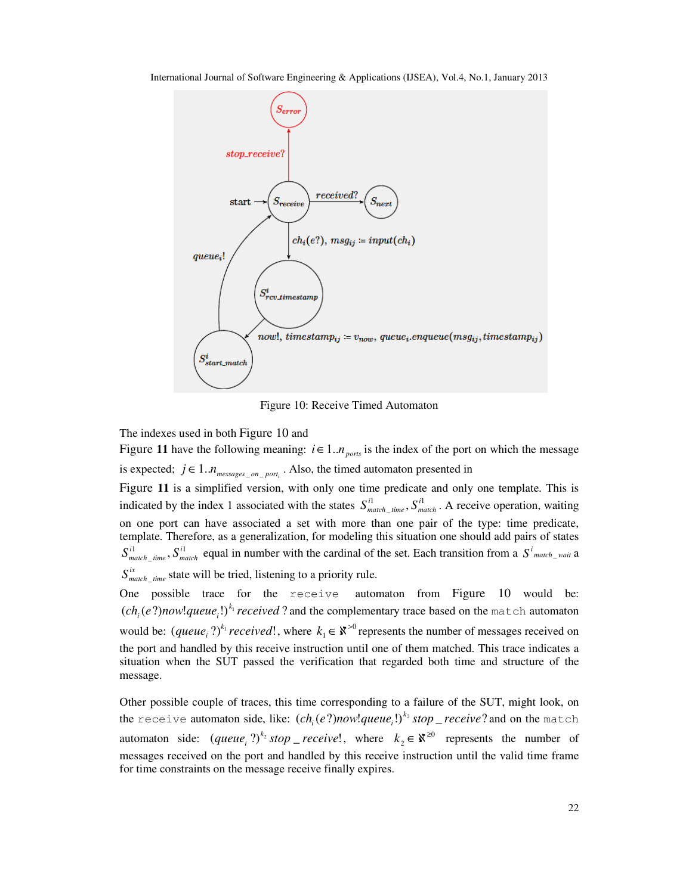Figure 10: Receive Timed Automaton

The indexes used in both Figure 10 and

Figure **11** have the following meaning: $i \in 1..n_{ports}$ is the index of the port on which the message is expected; $j \in 1..n_{messages\_on\_port_i}$. Also, the timed automaton presented in

Figure **11** is a simplified version, with only one time predicate and only one template. This is indicated by the index 1 associated with the states $S^{i1}_{match\_time}, S^{i1}_{match}$. A receive operation, waiting on one port can have associated a set with more than one pair of the type: time predicate, template. Therefore, as a generalization, for modeling this situation one should add pairs of states $S^{i1}_{match\_time}, S^{i1}_{match}$ equal in number with the cardinal of the set. Each transition from a $S^{i}_{match\_wait}$ a $S^{ix}_{match\_time}$ state will be tried, listening to a priority rule.

One possible trace for the `receive` automaton from Figure 10 would be: $(ch_i(e?)now!queue_i!)^{k_1}received?$ and the complementary trace based on the `match` automaton would be: $(queue_i?)^{k_1}received!$, where $k_1 \in \aleph^{>0}$ represents the number of messages received on the port and handled by this receive instruction until one of them matched. This trace indicates a situation when the SUT passed the verification that regarded both time and structure of the message.

Other possible couple of traces, this time corresponding to a failure of the SUT, might look, on the `receive` automaton side, like: $(ch_i(e?)now!queue_i!)^{k_2}stop\_receive?$ and on the `match` automaton side: $(queue_i?)^{k_2}stop\_receive!$, where $k_2 \in \aleph^{\geq 0}$ represents the number of messages received on the port and handled by this receive instruction until the valid time frame for time constraints on the message receive finally expires.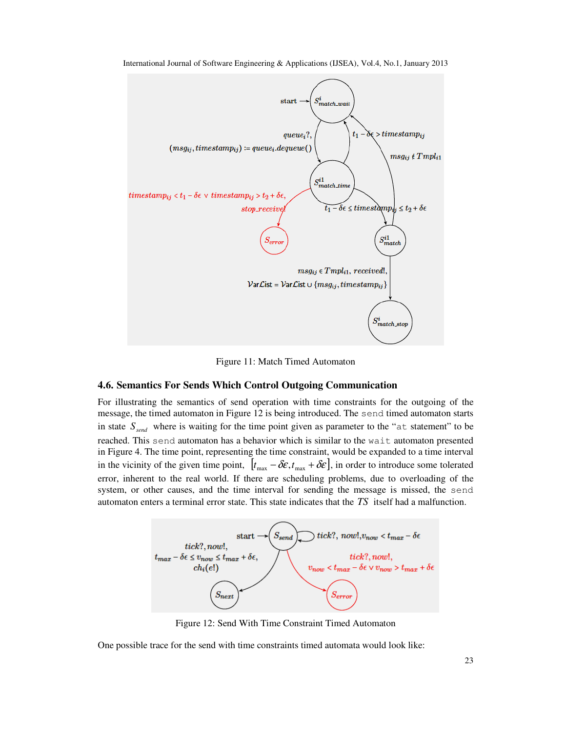Figure 11: Match Timed Automaton

### 4.6. Semantics For Sends Which Control Outgoing Communication

For illustrating the semantics of send operation with time constraints for the outgoing of the message, the timed automaton in Figure 12 is being introduced. The `send` timed automaton starts in state $S_{send}$ where is waiting for the time point given as parameter to the "`at` statement" to be reached. This `send` automaton has a behavior which is similar to the `wait` automaton presented in Figure 4. The time point, representing the time constraint, would be expanded to a time interval in the vicinity of the given time point, $[t_{\max} - \delta\varepsilon, t_{\max} + \delta\varepsilon]$, in order to introduce some tolerated error, inherent to the real world. If there are scheduling problems, due to overloading of the system, or other causes, and the time interval for sending the message is missed, the `send` automaton enters a terminal error state. This state indicates that the $TS$ itself had a malfunction.

Figure 12: Send With Time Constraint Timed Automaton

One possible trace for the send with time constraints timed automata would look like: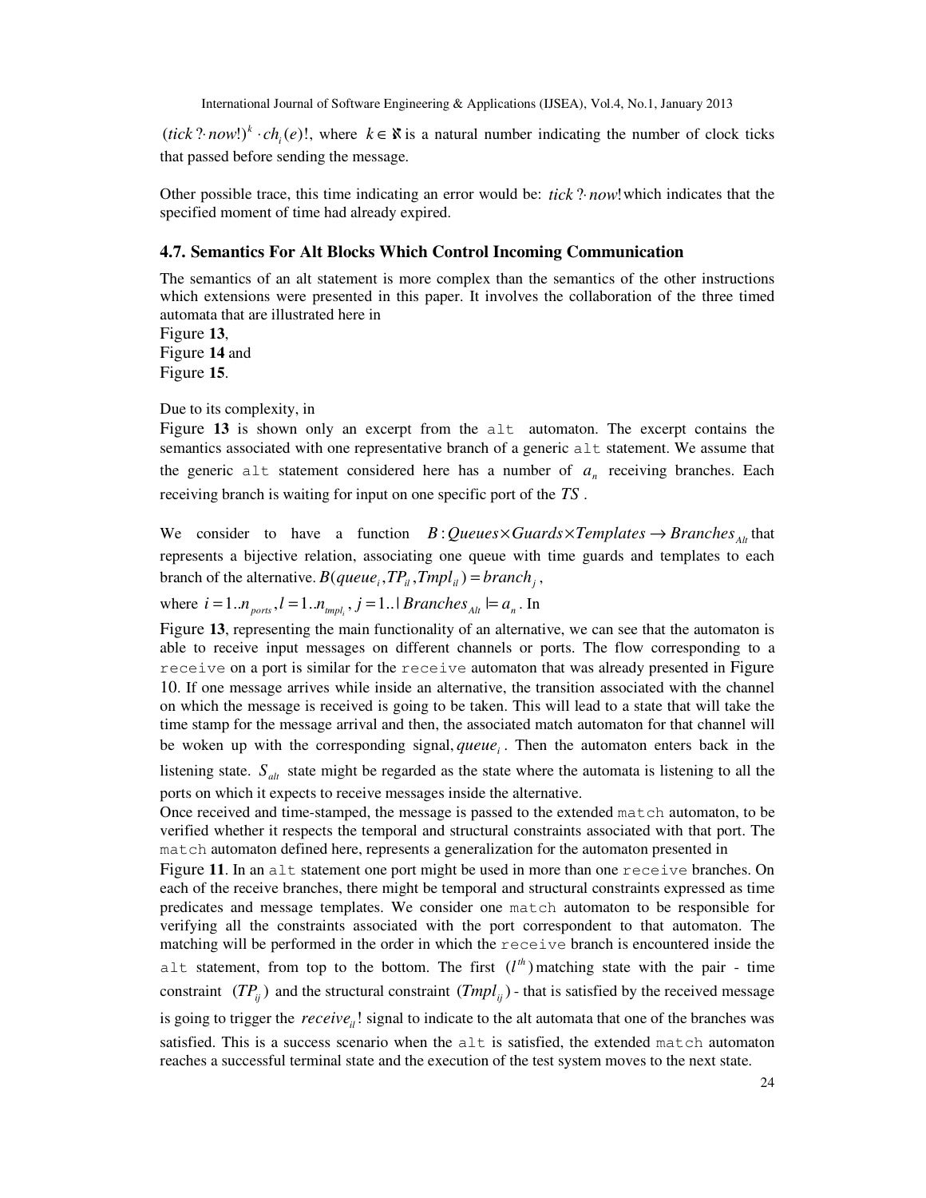$(tick\,?\cdot now!)^k \cdot ch_i(e)!$, where $k \in \aleph$ is a natural number indicating the number of clock ticks that passed before sending the message.

Other possible trace, this time indicating an error would be: $tick\,?\cdot now!$ which indicates that the specified moment of time had already expired.

### 4.7. Semantics For Alt Blocks Which Control Incoming Communication

The semantics of an alt statement is more complex than the semantics of the other instructions which extensions were presented in this paper. It involves the collaboration of the three timed automata that are illustrated here in Figure **13**, Figure **14** and Figure **15**.

Due to its complexity, in Figure **13** is shown only an excerpt from the `alt` automaton. The excerpt contains the semantics associated with one representative branch of a generic `alt` statement. We assume that the generic `alt` statement considered here has a number of $a_n$ receiving branches. Each receiving branch is waiting for input on one specific port of the $TS$.

We consider to have a function $B: Queues \times Guards \times Templates \rightarrow Branches_{Alt}$ that represents a bijective relation, associating one queue with time guards and templates to each branch of the alternative. $B(queue_i, TP_{il}, Tmpl_{il}) = branch_j$, where $i = 1..n_{ports}, l = 1..n_{tmpl_i}, j = 1..|Branches_{Alt}| = a_n$. In Figure **13**, representing the main functionality of an alternative, we can see that the automaton is able to receive input messages on different channels or ports. The flow corresponding to a `receive` on a port is similar for the `receive` automaton that was already presented in Figure 10. If one message arrives while inside an alternative, the transition associated with the channel on which the message is received is going to be taken. This will lead to a state that will take the time stamp for the message arrival and then, the associated match automaton for that channel will be woken up with the corresponding signal, $queue_i$. Then the automaton enters back in the listening state. $S_{alt}$ state might be regarded as the state where the automata is listening to all the ports on which it expects to receive messages inside the alternative.

Once received and time-stamped, the message is passed to the extended `match` automaton, to be verified whether it respects the temporal and structural constraints associated with that port. The `match` automaton defined here, represents a generalization for the automaton presented in Figure **11**. In an `alt` statement one port might be used in more than one `receive` branches. On each of the receive branches, there might be temporal and structural constraints expressed as time predicates and message templates. We consider one `match` automaton to be responsible for verifying all the constraints associated with the port correspondent to that automaton. The matching will be performed in the order in which the `receive` branch is encountered inside the `alt` statement, from top to the bottom. The first $(l^{th})$ matching state with the pair - time constraint $(TP_{ij})$ and the structural constraint $(Tmpl_{ij})$ - that is satisfied by the received message is going to trigger the $receive_{il}!$ signal to indicate to the alt automata that one of the branches was satisfied. This is a success scenario when the `alt` is satisfied, the extended `match` automaton reaches a successful terminal state and the execution of the test system moves to the next state.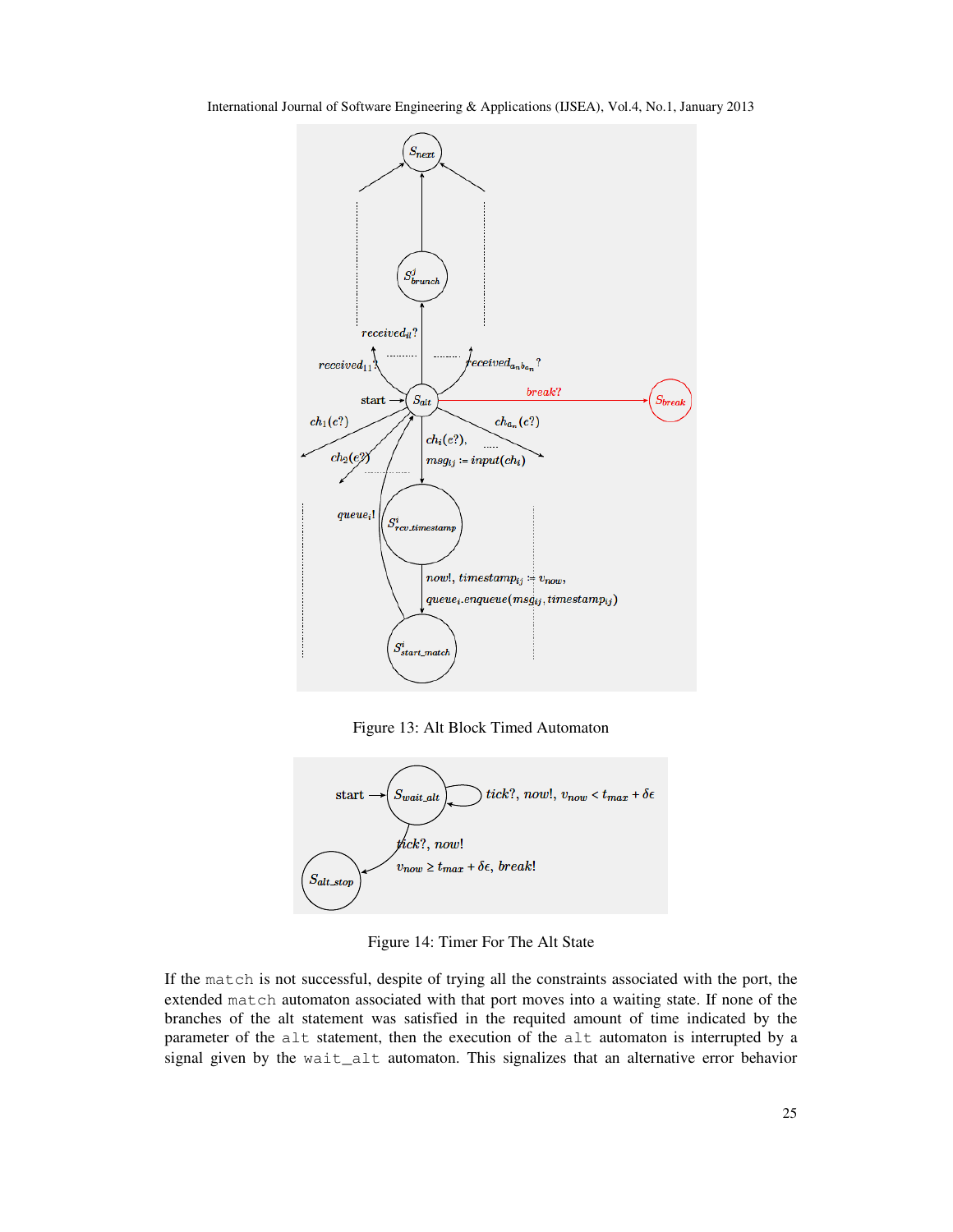Figure 13: Alt Block Timed Automaton

Figure 14: Timer For The Alt State

If the match is not successful, despite of trying all the constraints associated with the port, the extended match automaton associated with that port moves into a waiting state. If none of the branches of the alt statement was satisfied in the requited amount of time indicated by the parameter of the alt statement, then the execution of the alt automaton is interrupted by a signal given by the wait_alt automaton. This signalizes that an alternative error behavior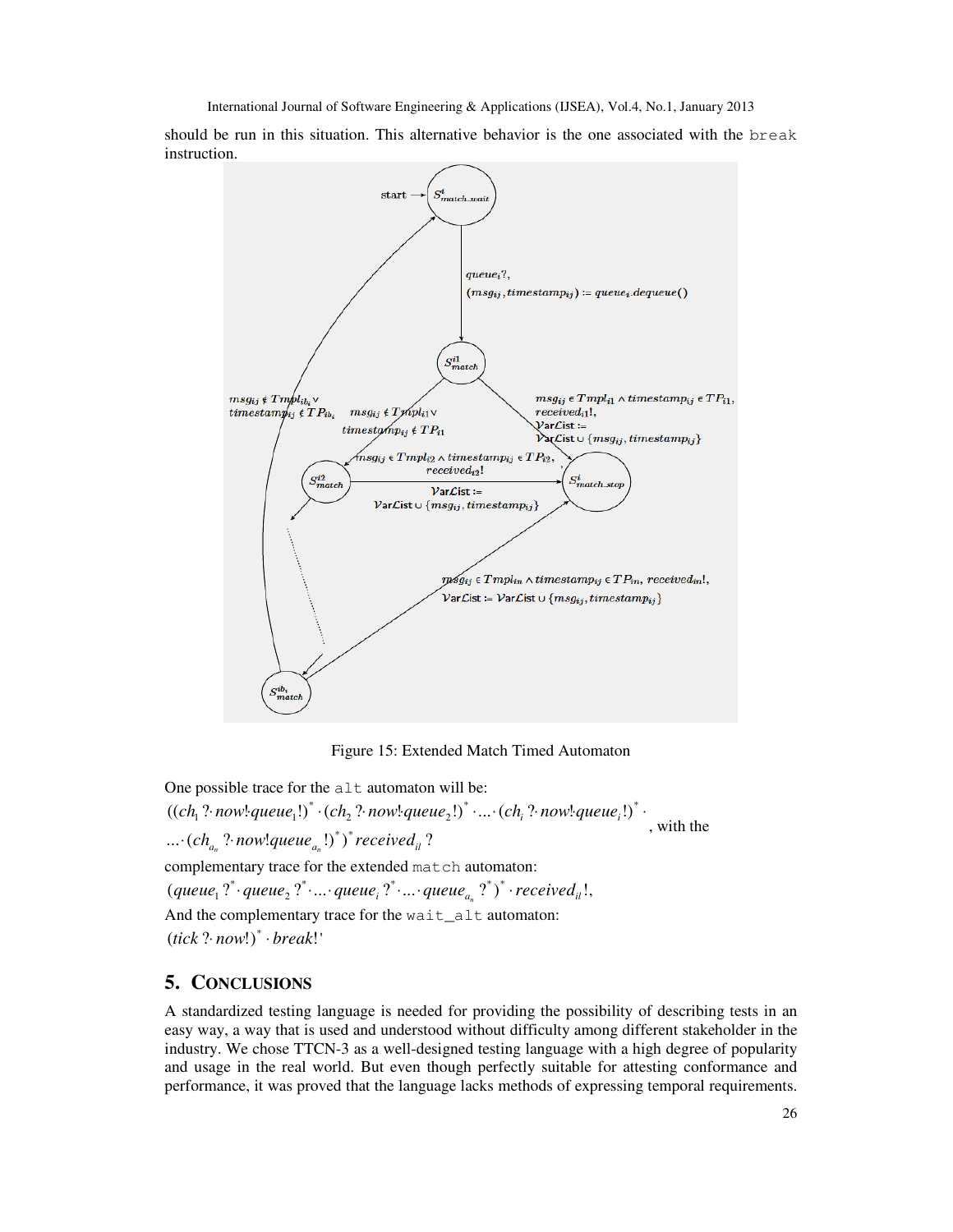should be run in this situation. This alternative behavior is the one associated with the `break` instruction.

Figure 15: Extended Match Timed Automaton

One possible trace for the `alt` automaton will be:

$$((ch_1 ?\cdot now!\cdot queue_1!)^* \cdot (ch_2 ?\cdot now!\cdot queue_2!)^* \cdot ... \cdot (ch_i ?\cdot now!\cdot queue_i!)^* \cdot ... \cdot (ch_{a_n} ?\cdot now!queue_{a_n}!)^*)^* received_{il} ?$$

, with the complementary trace for the extended `match` automaton:

$$(queue_1 ?^* \cdot queue_2 ?^* \cdot ... \cdot queue_i ?^* \cdot ... \cdot queue_{a_n} ?^*)^* \cdot received_{il} !,$$

And the complementary trace for the `wait_alt` automaton:

$$(tick ?\cdot now!)^* \cdot break!'$$

## 5. CONCLUSIONS

A standardized testing language is needed for providing the possibility of describing tests in an easy way, a way that is used and understood without difficulty among different stakeholder in the industry. We chose TTCN-3 as a well-designed testing language with a high degree of popularity and usage in the real world. But even though perfectly suitable for attesting conformance and performance, it was proved that the language lacks methods of expressing temporal requirements.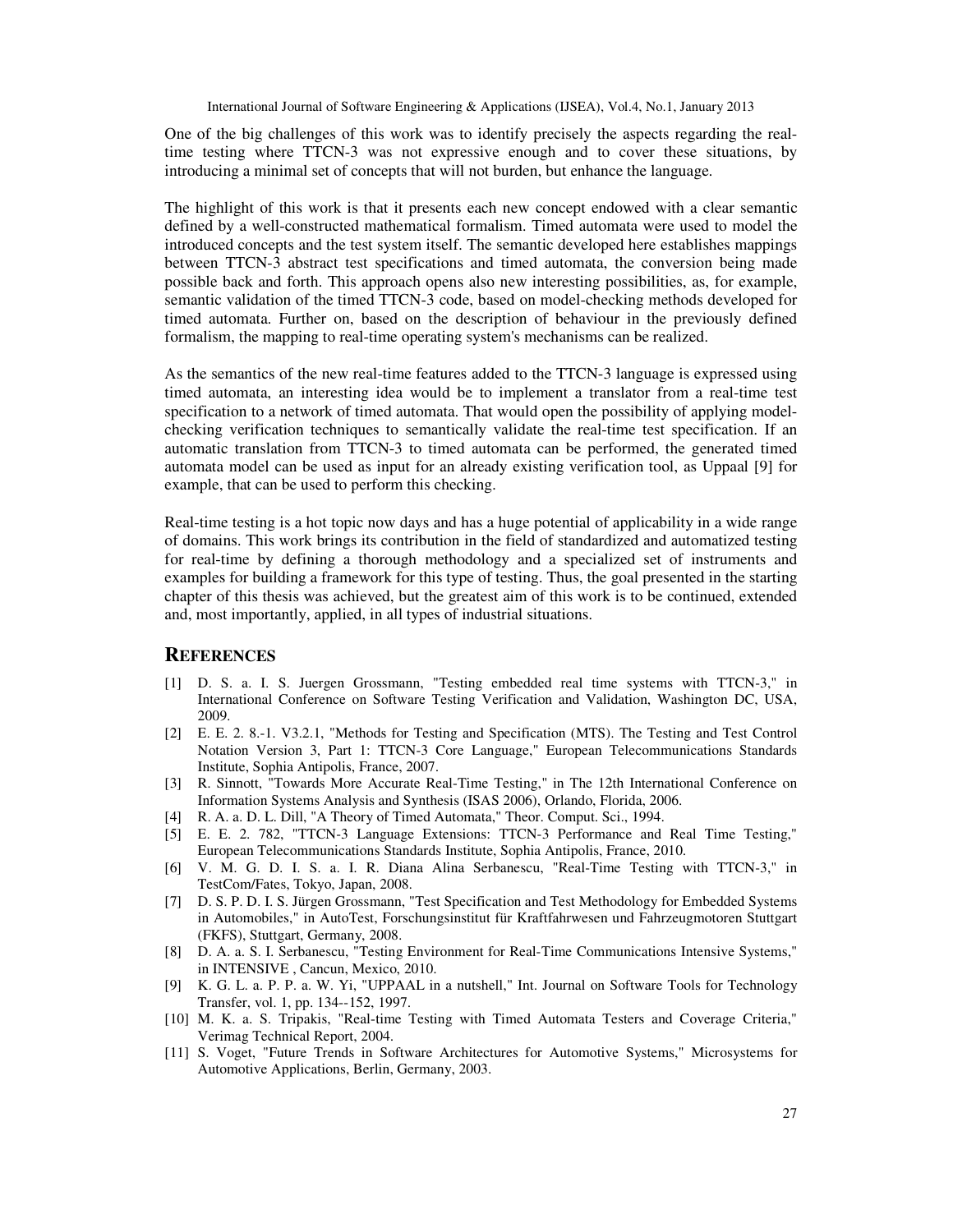One of the big challenges of this work was to identify precisely the aspects regarding the real-time testing where TTCN-3 was not expressive enough and to cover these situations, by introducing a minimal set of concepts that will not burden, but enhance the language.

The highlight of this work is that it presents each new concept endowed with a clear semantic defined by a well-constructed mathematical formalism. Timed automata were used to model the introduced concepts and the test system itself. The semantic developed here establishes mappings between TTCN-3 abstract test specifications and timed automata, the conversion being made possible back and forth. This approach opens also new interesting possibilities, as, for example, semantic validation of the timed TTCN-3 code, based on model-checking methods developed for timed automata. Further on, based on the description of behaviour in the previously defined formalism, the mapping to real-time operating system's mechanisms can be realized.

As the semantics of the new real-time features added to the TTCN-3 language is expressed using timed automata, an interesting idea would be to implement a translator from a real-time test specification to a network of timed automata. That would open the possibility of applying model-checking verification techniques to semantically validate the real-time test specification. If an automatic translation from TTCN-3 to timed automata can be performed, the generated timed automata model can be used as input for an already existing verification tool, as Uppaal [9] for example, that can be used to perform this checking.

Real-time testing is a hot topic now days and has a huge potential of applicability in a wide range of domains. This work brings its contribution in the field of standardized and automatized testing for real-time by defining a thorough methodology and a specialized set of instruments and examples for building a framework for this type of testing. Thus, the goal presented in the starting chapter of this thesis was achieved, but the greatest aim of this work is to be continued, extended and, most importantly, applied, in all types of industrial situations.

## REFERENCES

[1] D. S. a. I. S. Juergen Grossmann, "Testing embedded real time systems with TTCN-3," in International Conference on Software Testing Verification and Validation, Washington DC, USA, 2009.

[2] E. E. 2. 8.-1. V3.2.1, "Methods for Testing and Specification (MTS). The Testing and Test Control Notation Version 3, Part 1: TTCN-3 Core Language," European Telecommunications Standards Institute, Sophia Antipolis, France, 2007.

[3] R. Sinnott, "Towards More Accurate Real-Time Testing," in The 12th International Conference on Information Systems Analysis and Synthesis (ISAS 2006), Orlando, Florida, 2006.

[4] R. A. a. D. L. Dill, "A Theory of Timed Automata," Theor. Comput. Sci., 1994.

[5] E. E. 2. 782, "TTCN-3 Language Extensions: TTCN-3 Performance and Real Time Testing," European Telecommunications Standards Institute, Sophia Antipolis, France, 2010.

[6] V. M. G. D. I. S. a. I. R. Diana Alina Serbanescu, "Real-Time Testing with TTCN-3," in TestCom/Fates, Tokyo, Japan, 2008.

[7] D. S. P. D. I. S. Jürgen Grossmann, "Test Specification and Test Methodology for Embedded Systems in Automobiles," in AutoTest, Forschungsinstitut für Kraftfahrwesen und Fahrzeugmotoren Stuttgart (FKFS), Stuttgart, Germany, 2008.

[8] D. A. a. S. I. Serbanescu, "Testing Environment for Real-Time Communications Intensive Systems," in INTENSIVE , Cancun, Mexico, 2010.

[9] K. G. L. a. P. P. a. W. Yi, "UPPAAL in a nutshell," Int. Journal on Software Tools for Technology Transfer, vol. 1, pp. 134--152, 1997.

[10] M. K. a. S. Tripakis, "Real-time Testing with Timed Automata Testers and Coverage Criteria," Verimag Technical Report, 2004.

[11] S. Voget, "Future Trends in Software Architectures for Automotive Systems," Microsystems for Automotive Applications, Berlin, Germany, 2003.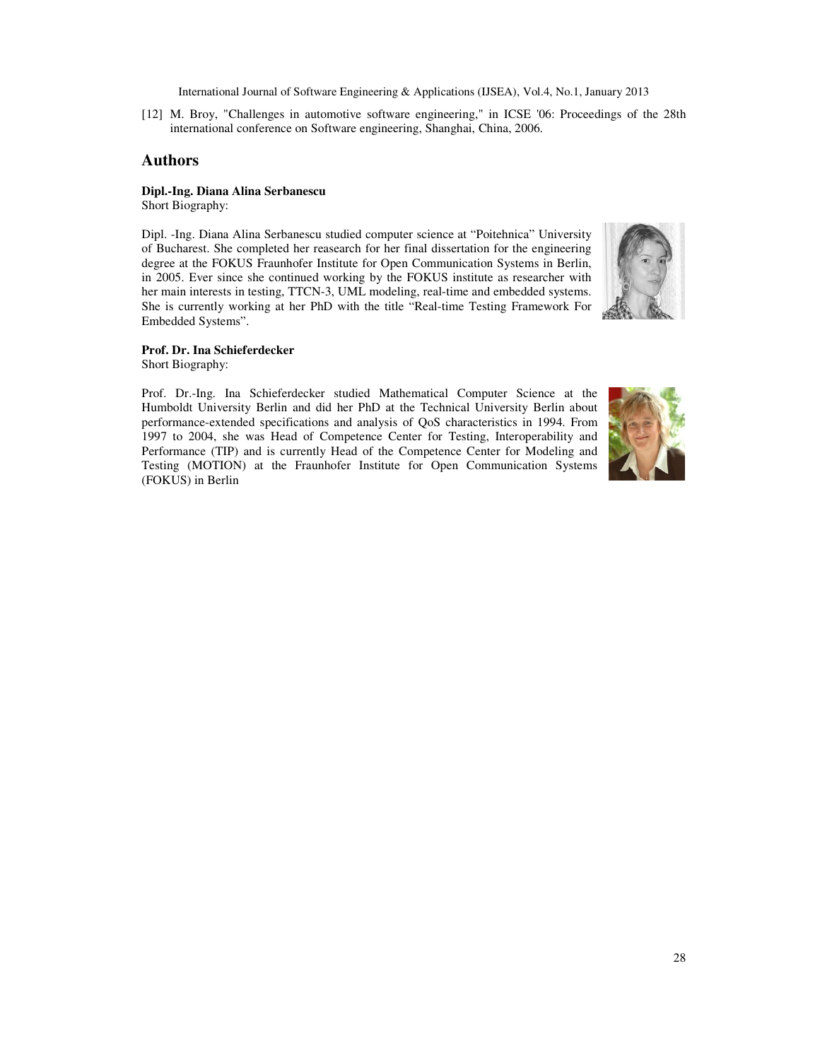[12] M. Broy, "Challenges in automotive software engineering," in ICSE '06: Proceedings of the 28th international conference on Software engineering, Shanghai, China, 2006.

## Authors

**Dipl.-Ing. Diana Alina Serbanescu**
Short Biography:

Dipl. -Ing. Diana Alina Serbanescu studied computer science at “Poitehnica” University of Bucharest. She completed her reasearch for her final dissertation for the engineering degree at the FOKUS Fraunhofer Institute for Open Communication Systems in Berlin, in 2005. Ever since she continued working by the FOKUS institute as researcher with her main interests in testing, TTCN-3, UML modeling, real-time and embedded systems. She is currently working at her PhD with the title “Real-time Testing Framework For Embedded Systems”.

**Prof. Dr. Ina Schieferdecker**
Short Biography:

Prof. Dr.-Ing. Ina Schieferdecker studied Mathematical Computer Science at the Humboldt University Berlin and did her PhD at the Technical University Berlin about performance-extended specifications and analysis of QoS characteristics in 1994. From 1997 to 2004, she was Head of Competence Center for Testing, Interoperability and Performance (TIP) and is currently Head of the Competence Center for Modeling and Testing (MOTION) at the Fraunhofer Institute for Open Communication Systems (FOKUS) in Berlin